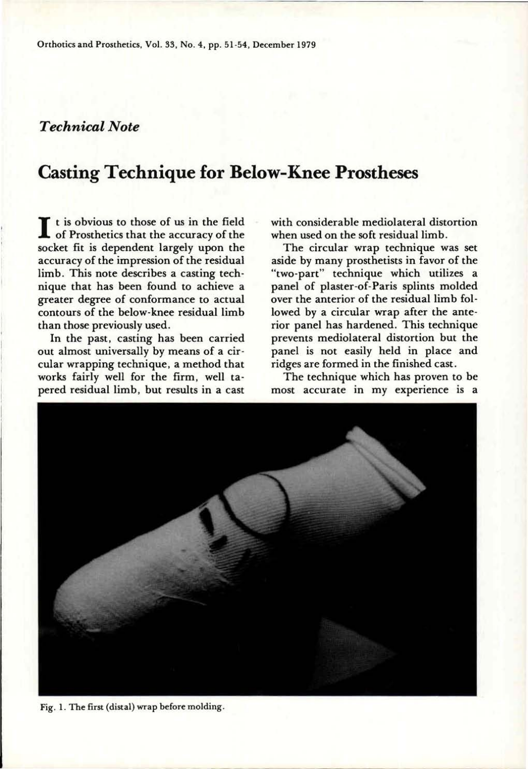*Technical Note*

# Casting Technique for Below-Knee Prostheses

It is obvious to those of us in the field of Prosthetics that the accuracy of the socket fit is dependent largely upon the accuracy of the impression of the residual limb. This note describes a casting technique that has been found to achieve a greater degree of conformance to actual contours of the below-knee residual limb than those previously used.

In the past, casting has been carried out almost universally by means of a circular wrapping technique, a method that works fairly well for the firm, well tapered residual limb, but results in a cast with considerable mediolateral distortion when used on the soft residual limb.

The circular wrap technique was set aside by many prosthetists in favor of the "two-part" technique which utilizes a panel of plaster-of-Paris splints molded over the anterior of the residual limb followed by a circular wrap after the anterior panel has hardened. This technique prevents mediolateral distortion but the panel is not easily held in place and ridges are formed in the finished cast.

The technique which has proven to be most accurate in my experience is a

Fig. 1. The first (distal) wrap before molding.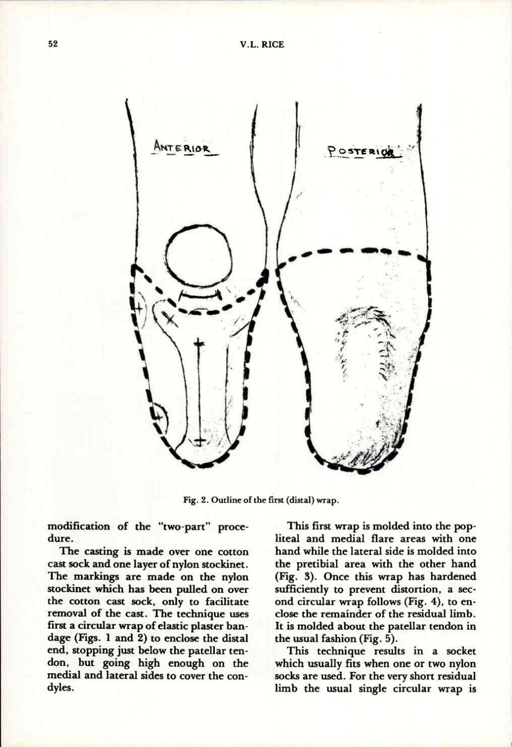Fig. 2. Outline of the first (distal) wrap.

modification of the "two-part" procedure.

The casting is made over one cotton cast sock and one layer of nylon stockinet. The markings are made on the nylon stockinet which has been pulled on over the cotton cast sock, only to facilitate removal of the cast. The technique uses first a circular wrap of elastic plaster bandage (Figs. 1 and 2) to enclose the distal end, stopping just below the patellar tendon, but going high enough on the medial and lateral sides to cover the condyles.

This first wrap is molded into the popliteal and medial flare areas with one hand while the lateral side is molded into the pretibial area with the other hand (Fig. 3). Once this wrap has hardened sufficiently to prevent distortion, a second circular wrap follows (Fig. 4), to enclose the remainder of the residual limb. It is molded about the patellar tendon in the usual fashion (Fig. 5).

This technique results in a socket which usually fits when one or two nylon socks are used. For the very short residual limb the usual single circular wrap is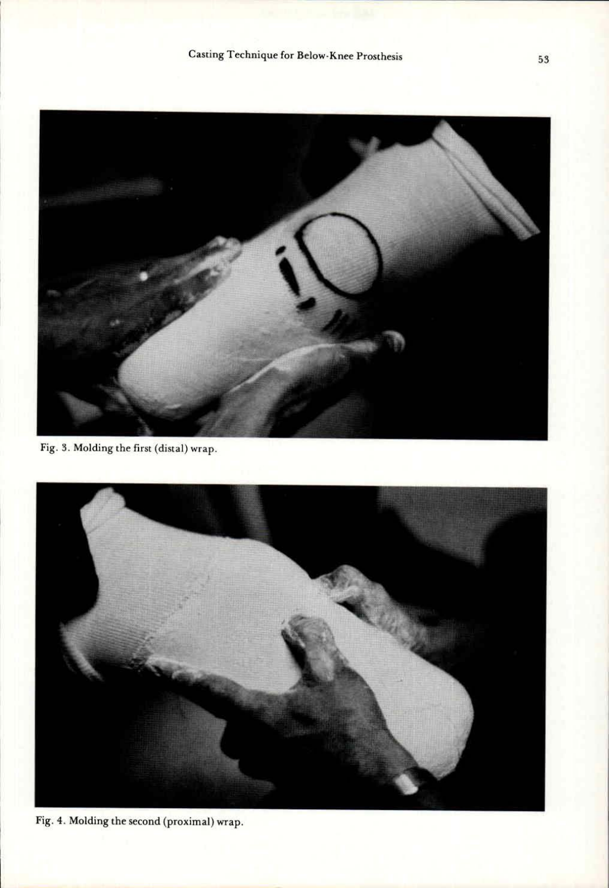Fig. 3. Molding the first (distal) wrap.

Fig. 4. Molding the second (proximal) wrap.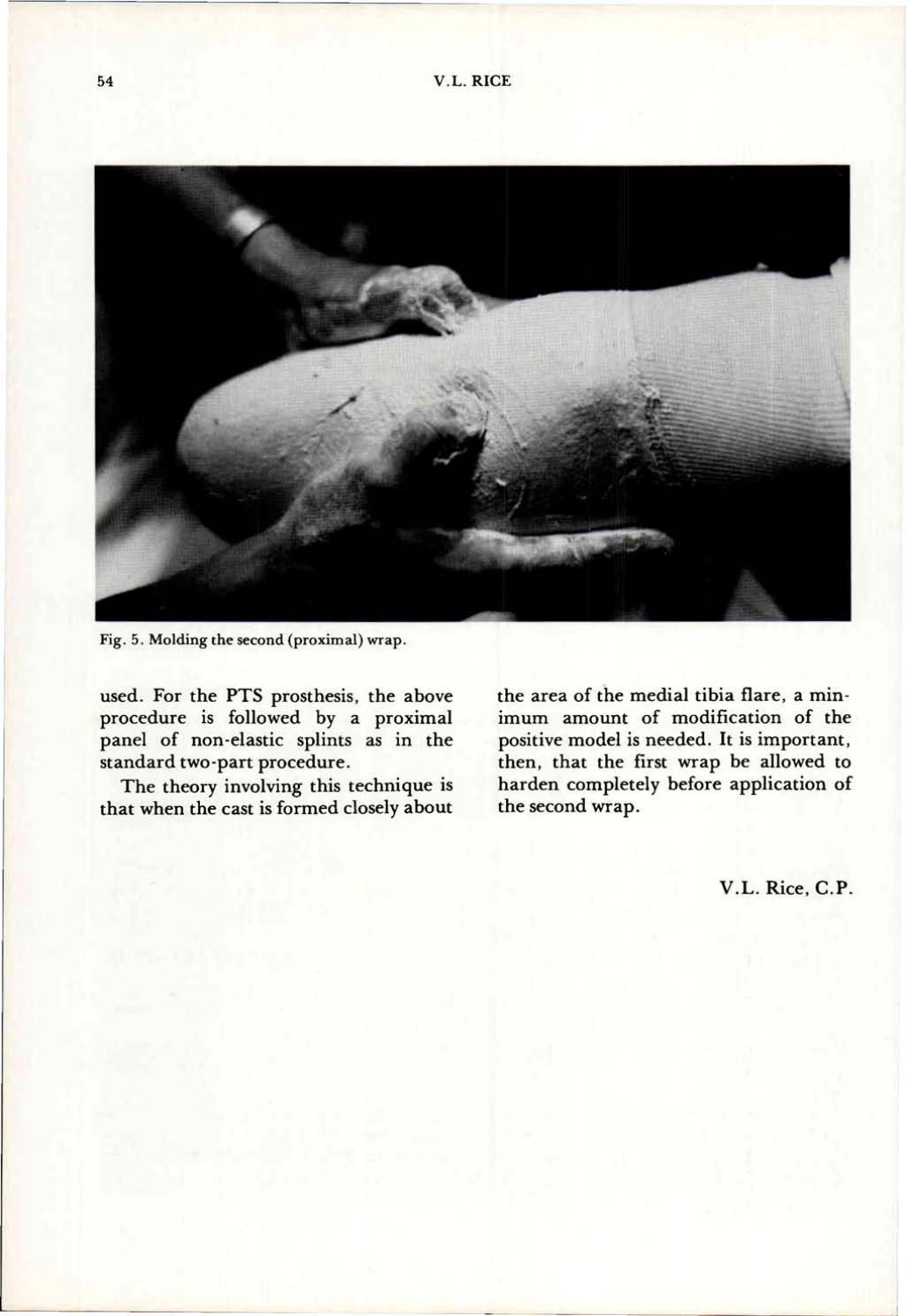Fig. 5. Molding the second (proximal) wrap.

used. For the PTS prosthesis, the above procedure is followed by a proximal panel of non-elastic splints as in the standard two-part procedure.

The theory involving this technique is that when the cast is formed closely about the area of the medial tibia flare, a minimum amount of modification of the positive model is needed. It is important, then, that the first wrap be allowed to harden completely before application of the second wrap.

V.L. Rice, C.P.